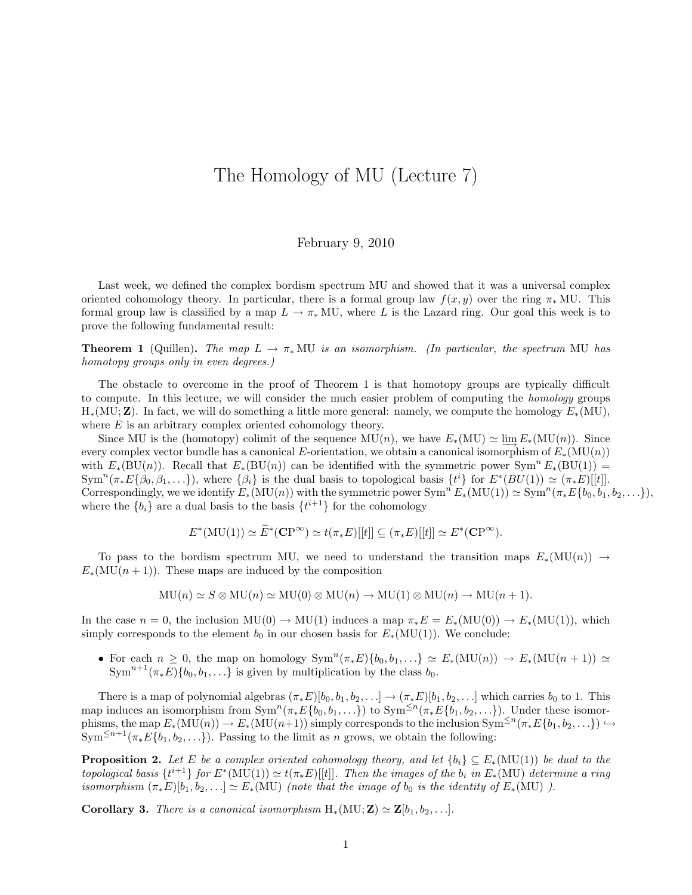# The Homology of MU (Lecture 7)

February 9, 2010

Last week, we defined the complex bordism spectrum MU and showed that it was a universal complex oriented cohomology theory. In particular, there is a formal group law $f(x, y)$ over the ring $\pi_* \mathrm{MU}$. This formal group law is classified by a map $L \to \pi_* \mathrm{MU}$, where $L$ is the Lazard ring. Our goal this week is to prove the following fundamental result:

**Theorem 1** (Quillen). *The map $L \to \pi_* \mathrm{MU}$ is an isomorphism. (In particular, the spectrum* MU *has homotopy groups only in even degrees.)*

The obstacle to overcome in the proof of Theorem 1 is that homotopy groups are typically difficult to compute. In this lecture, we will consider the much easier problem of computing the *homology* groups $\mathrm{H}_*(\mathrm{MU}; \mathbf{Z})$. In fact, we will do something a little more general: namely, we compute the homology $E_*(\mathrm{MU})$, where $E$ is an arbitrary complex oriented cohomology theory.

Since MU is the (homotopy) colimit of the sequence $\mathrm{MU}(n)$, we have $E_*(\mathrm{MU}) \simeq \varinjlim E_*(\mathrm{MU}(n))$. Since every complex vector bundle has a canonical $E$-orientation, we obtain a canonical isomorphism of $E_*(\mathrm{MU}(n))$ with $E_*(\mathrm{BU}(n))$. Recall that $E_*(\mathrm{BU}(n))$ can be identified with the symmetric power $\mathrm{Sym}^n E_*(\mathrm{BU}(1)) = \mathrm{Sym}^n(\pi_* E\{\beta_0, \beta_1, \ldots\})$, where $\{\beta_i\}$ is the dual basis to topological basis $\{t^i\}$ for $E^*(BU(1)) \simeq (\pi_* E)[[t]]$. Correspondingly, we we identify $E_*(\mathrm{MU}(n))$ with the symmetric power $\mathrm{Sym}^n E_*(\mathrm{MU}(1)) \simeq \mathrm{Sym}^n(\pi_* E\{b_0, b_1, b_2, \ldots\})$, where the $\{b_i\}$ are a dual basis to the basis $\{t^{i+1}\}$ for the cohomology

$$E^*(\mathrm{MU}(1)) \simeq \widetilde{E}^*(\mathbf{CP}^\infty) \simeq t(\pi_* E)[[t]] \subseteq (\pi_* E)[[t]] \simeq E^*(\mathbf{CP}^\infty).$$

To pass to the bordism spectrum MU, we need to understand the transition maps $E_*(\mathrm{MU}(n)) \to E_*(\mathrm{MU}(n+1))$. These maps are induced by the composition

$$\mathrm{MU}(n) \simeq S \otimes \mathrm{MU}(n) \simeq \mathrm{MU}(0) \otimes \mathrm{MU}(n) \to \mathrm{MU}(1) \otimes \mathrm{MU}(n) \to \mathrm{MU}(n+1).$$

In the case $n = 0$, the inclusion $\mathrm{MU}(0) \to \mathrm{MU}(1)$ induces a map $\pi_* E = E_*(\mathrm{MU}(0)) \to E_*(\mathrm{MU}(1))$, which simply corresponds to the element $b_0$ in our chosen basis for $E_*(\mathrm{MU}(1))$. We conclude:

- For each $n \geq 0$, the map on homology $\mathrm{Sym}^n(\pi_* E)\{b_0, b_1, \ldots\} \simeq E_*(\mathrm{MU}(n)) \to E_*(\mathrm{MU}(n+1)) \simeq \mathrm{Sym}^{n+1}(\pi_* E)\{b_0, b_1, \ldots\}$ is given by multiplication by the class $b_0$.

There is a map of polynomial algebras $(\pi_* E)[b_0, b_1, b_2, \ldots] \to (\pi_* E)[b_1, b_2, \ldots]$ which carries $b_0$ to 1. This map induces an isomorphism from $\mathrm{Sym}^n(\pi_* E\{b_0, b_1, \ldots\})$ to $\mathrm{Sym}^{\leq n}(\pi_* E\{b_1, b_2, \ldots\})$. Under these isomorphisms, the map $E_*(\mathrm{MU}(n)) \to E_*(\mathrm{MU}(n+1))$ simply corresponds to the inclusion $\mathrm{Sym}^{\leq n}(\pi_* E\{b_1, b_2, \ldots\}) \hookrightarrow \mathrm{Sym}^{\leq n+1}(\pi_* E\{b_1, b_2, \ldots\})$. Passing to the limit as $n$ grows, we obtain the following:

**Proposition 2.** *Let $E$ be a complex oriented cohomology theory, and let $\{b_i\} \subseteq E_*(\mathrm{MU}(1))$ be dual to the topological basis $\{t^{i+1}\}$ for $E^*(\mathrm{MU}(1)) \simeq t(\pi_* E)[[t]]$. Then the images of the $b_i$ in $E_*(\mathrm{MU})$ determine a ring isomorphism $(\pi_* E)[b_1, b_2, \ldots] \simeq E_*(\mathrm{MU})$ (note that the image of $b_0$ is the identity of $E_*(\mathrm{MU})$ ).*

**Corollary 3.** *There is a canonical isomorphism $\mathrm{H}_*(\mathrm{MU}; \mathbf{Z}) \simeq \mathbf{Z}[b_1, b_2, \ldots]$.*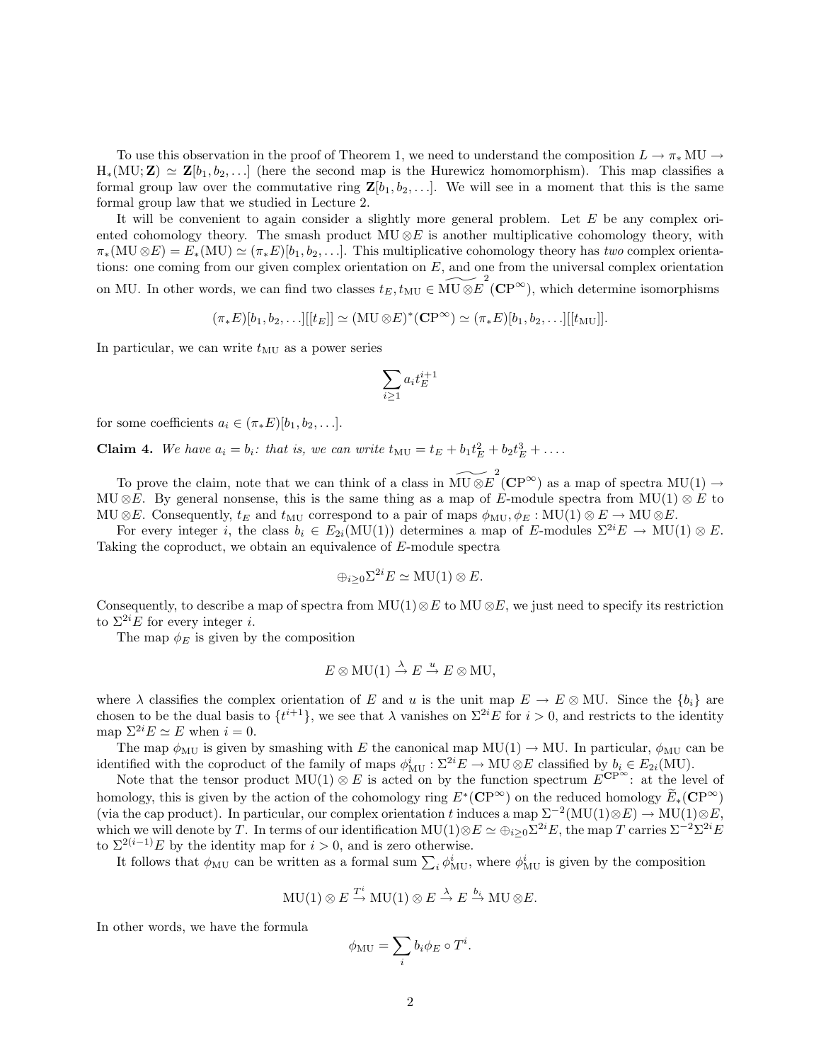To use this observation in the proof of Theorem 1, we need to understand the composition $L \to \pi_* \mathrm{MU} \to \mathrm{H}_*(\mathrm{MU}; \mathbf{Z}) \simeq \mathbf{Z}[b_1, b_2, \ldots]$ (here the second map is the Hurewicz homomorphism). This map classifies a formal group law over the commutative ring $\mathbf{Z}[b_1, b_2, \ldots]$. We will see in a moment that this is the same formal group law that we studied in Lecture 2.

It will be convenient to again consider a slightly more general problem. Let $E$ be any complex oriented cohomology theory. The smash product $\mathrm{MU} \otimes E$ is another multiplicative cohomology theory, with $\pi_*(\mathrm{MU} \otimes E) = E_*(\mathrm{MU}) \simeq (\pi_* E)[b_1, b_2, \ldots]$. This multiplicative cohomology theory has *two* complex orientations: one coming from our given complex orientation on $E$, and one from the universal complex orientation on MU. In other words, we can find two classes $t_E, t_{\mathrm{MU}} \in \widetilde{\mathrm{MU} \otimes E}^2(\mathbf{CP}^\infty)$, which determine isomorphisms

$$(\pi_* E)[b_1, b_2, \ldots][[t_E]] \simeq (\mathrm{MU} \otimes E)^*(\mathbf{CP}^\infty) \simeq (\pi_* E)[b_1, b_2, \ldots][[t_{\mathrm{MU}}]].$$

In particular, we can write $t_{\mathrm{MU}}$ as a power series

$$\sum_{i \geq 1} a_i t_E^{i+1}$$

for some coefficients $a_i \in (\pi_* E)[b_1, b_2, \ldots]$.

**Claim 4.** *We have $a_i = b_i$: that is, we can write $t_{\mathrm{MU}} = t_E + b_1 t_E^2 + b_2 t_E^3 + \ldots$.*

To prove the claim, note that we can think of a class in $\widetilde{\mathrm{MU} \otimes E}^2(\mathbf{CP}^\infty)$ as a map of spectra $\mathrm{MU}(1) \to \mathrm{MU} \otimes E$. By general nonsense, this is the same thing as a map of $E$-module spectra from $\mathrm{MU}(1) \otimes E$ to $\mathrm{MU} \otimes E$. Consequently, $t_E$ and $t_{\mathrm{MU}}$ correspond to a pair of maps $\phi_{\mathrm{MU}}, \phi_E : \mathrm{MU}(1) \otimes E \to \mathrm{MU} \otimes E$.

For every integer $i$, the class $b_i \in E_{2i}(\mathrm{MU}(1))$ determines a map of $E$-modules $\Sigma^{2i} E \to \mathrm{MU}(1) \otimes E$. Taking the coproduct, we obtain an equivalence of $E$-module spectra

$$\oplus_{i \geq 0} \Sigma^{2i} E \simeq \mathrm{MU}(1) \otimes E.$$

Consequently, to describe a map of spectra from $\mathrm{MU}(1) \otimes E$ to $\mathrm{MU} \otimes E$, we just need to specify its restriction to $\Sigma^{2i} E$ for every integer $i$.

The map $\phi_E$ is given by the composition

$$E \otimes \mathrm{MU}(1) \xrightarrow{\lambda} E \xrightarrow{u} E \otimes \mathrm{MU},$$

where $\lambda$ classifies the complex orientation of $E$ and $u$ is the unit map $E \to E \otimes \mathrm{MU}$. Since the $\{b_i\}$ are chosen to be the dual basis to $\{t^{i+1}\}$, we see that $\lambda$ vanishes on $\Sigma^{2i} E$ for $i > 0$, and restricts to the identity map $\Sigma^{2i} E \simeq E$ when $i = 0$.

The map $\phi_{\mathrm{MU}}$ is given by smashing with $E$ the canonical map $\mathrm{MU}(1) \to \mathrm{MU}$. In particular, $\phi_{\mathrm{MU}}$ can be identified with the coproduct of the family of maps $\phi^i_{\mathrm{MU}} : \Sigma^{2i} E \to \mathrm{MU} \otimes E$ classified by $b_i \in E_{2i}(\mathrm{MU})$.

Note that the tensor product $\mathrm{MU}(1) \otimes E$ is acted on by the function spectrum $E^{\mathbf{CP}^\infty}$: at the level of homology, this is given by the action of the cohomology ring $E^*(\mathbf{CP}^\infty)$ on the reduced homology $\widetilde{E}_*(\mathbf{CP}^\infty)$ (via the cap product). In particular, our complex orientation $t$ induces a map $\Sigma^{-2}(\mathrm{MU}(1) \otimes E) \to \mathrm{MU}(1) \otimes E$, which we will denote by $T$. In terms of our identification $\mathrm{MU}(1) \otimes E \simeq \oplus_{i \geq 0} \Sigma^{2i} E$, the map $T$ carries $\Sigma^{-2} \Sigma^{2i} E$ to $\Sigma^{2(i-1)} E$ by the identity map for $i > 0$, and is zero otherwise.

It follows that $\phi_{\mathrm{MU}}$ can be written as a formal sum $\sum_i \phi^i_{\mathrm{MU}}$, where $\phi^i_{\mathrm{MU}}$ is given by the composition

$$\mathrm{MU}(1) \otimes E \xrightarrow{T^i} \mathrm{MU}(1) \otimes E \xrightarrow{\lambda} E \xrightarrow{b_i} \mathrm{MU} \otimes E.$$

In other words, we have the formula

$$\phi_{\mathrm{MU}} = \sum_i b_i \phi_E \circ T^i.$$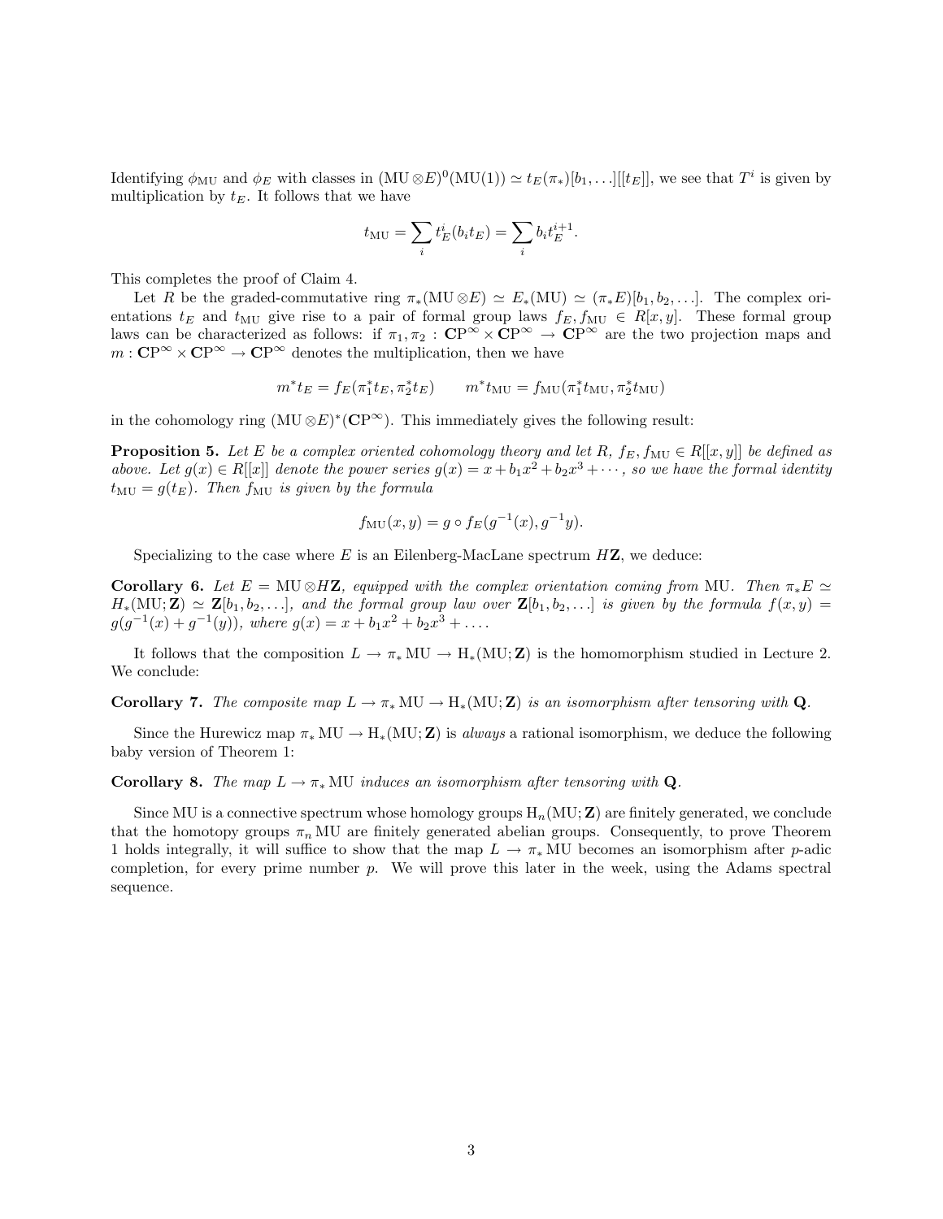Identifying $\phi_{\mathrm{MU}}$ and $\phi_E$ with classes in $(\mathrm{MU} \otimes E)^0(\mathrm{MU}(1)) \simeq t_E(\pi_*)[b_1, \ldots][[t_E]]$, we see that $T^i$ is given by multiplication by $t_E$. It follows that we have

$$t_{\mathrm{MU}} = \sum_i t_E^i(b_i t_E) = \sum_i b_i t_E^{i+1}.$$

This completes the proof of Claim 4.

Let $R$ be the graded-commutative ring $\pi_*(\mathrm{MU} \otimes E) \simeq E_*(\mathrm{MU}) \simeq (\pi_* E)[b_1, b_2, \ldots]$. The complex orientations $t_E$ and $t_{\mathrm{MU}}$ give rise to a pair of formal group laws $f_E, f_{\mathrm{MU}} \in R[x, y]$. These formal group laws can be characterized as follows: if $\pi_1, \pi_2 : \mathbf{CP}^\infty \times \mathbf{CP}^\infty \to \mathbf{CP}^\infty$ are the two projection maps and $m : \mathbf{CP}^\infty \times \mathbf{CP}^\infty \to \mathbf{CP}^\infty$ denotes the multiplication, then we have

$$m^* t_E = f_E(\pi_1^* t_E, \pi_2^* t_E) \qquad m^* t_{\mathrm{MU}} = f_{\mathrm{MU}}(\pi_1^* t_{\mathrm{MU}}, \pi_2^* t_{\mathrm{MU}})$$

in the cohomology ring $(\mathrm{MU} \otimes E)^*(\mathbf{CP}^\infty)$. This immediately gives the following result:

**Proposition 5.** *Let $E$ be a complex oriented cohomology theory and let $R$, $f_E, f_{\mathrm{MU}} \in R[[x, y]]$ be defined as above. Let $g(x) \in R[[x]]$ denote the power series $g(x) = x + b_1 x^2 + b_2 x^3 + \cdots$, so we have the formal identity $t_{\mathrm{MU}} = g(t_E)$. Then $f_{\mathrm{MU}}$ is given by the formula*

$$f_{\mathrm{MU}}(x, y) = g \circ f_E(g^{-1}(x), g^{-1} y).$$

Specializing to the case where $E$ is an Eilenberg-MacLane spectrum $H\mathbf{Z}$, we deduce:

**Corollary 6.** *Let $E = \mathrm{MU} \otimes H\mathbf{Z}$, equipped with the complex orientation coming from $\mathrm{MU}$. Then $\pi_* E \simeq H_*(\mathrm{MU}; \mathbf{Z}) \simeq \mathbf{Z}[b_1, b_2, \ldots]$, and the formal group law over $\mathbf{Z}[b_1, b_2, \ldots]$ is given by the formula $f(x, y) = g(g^{-1}(x) + g^{-1}(y))$, where $g(x) = x + b_1 x^2 + b_2 x^3 + \ldots$.*

It follows that the composition $L \to \pi_* \mathrm{MU} \to \mathrm{H}_*(\mathrm{MU}; \mathbf{Z})$ is the homomorphism studied in Lecture 2. We conclude:

**Corollary 7.** *The composite map $L \to \pi_* \mathrm{MU} \to \mathrm{H}_*(\mathrm{MU}; \mathbf{Z})$ is an isomorphism after tensoring with $\mathbf{Q}$.*

Since the Hurewicz map $\pi_* \mathrm{MU} \to \mathrm{H}_*(\mathrm{MU}; \mathbf{Z})$ is *always* a rational isomorphism, we deduce the following baby version of Theorem 1:

**Corollary 8.** *The map $L \to \pi_* \mathrm{MU}$ induces an isomorphism after tensoring with $\mathbf{Q}$.*

Since $\mathrm{MU}$ is a connective spectrum whose homology groups $\mathrm{H}_n(\mathrm{MU}; \mathbf{Z})$ are finitely generated, we conclude that the homotopy groups $\pi_n \mathrm{MU}$ are finitely generated abelian groups. Consequently, to prove Theorem 1 holds integrally, it will suffice to show that the map $L \to \pi_* \mathrm{MU}$ becomes an isomorphism after $p$-adic completion, for every prime number $p$. We will prove this later in the week, using the Adams spectral sequence.